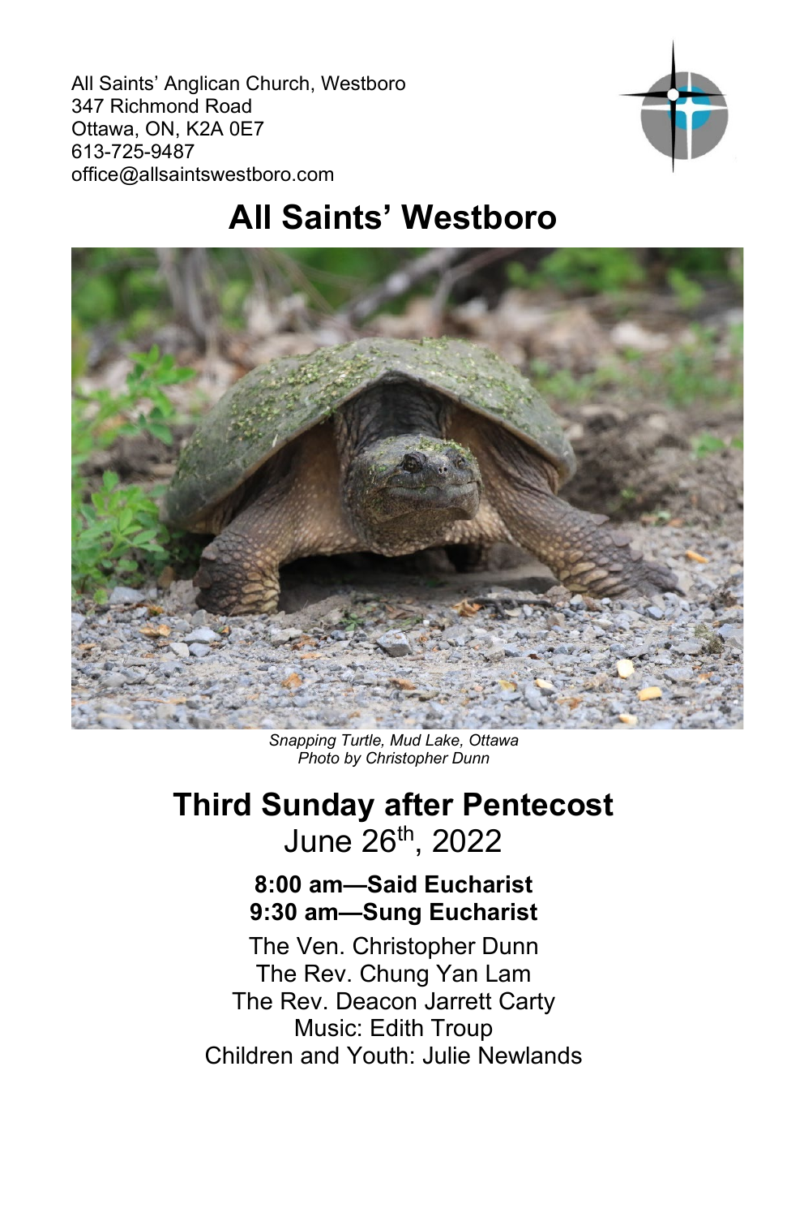All Saints' Anglican Church, Westboro
347 Richmond Road
Ottawa, ON, K2A 0E7
613-725-9487
office@allsaintswestboro.com

# All Saints' Westboro

*Snapping Turtle, Mud Lake, Ottawa*
*Photo by Christopher Dunn*

## Third Sunday after Pentecost

June 26th, 2022

**8:00 am—Said Eucharist**
**9:30 am—Sung Eucharist**

The Ven. Christopher Dunn
The Rev. Chung Yan Lam
The Rev. Deacon Jarrett Carty
Music: Edith Troup
Children and Youth: Julie Newlands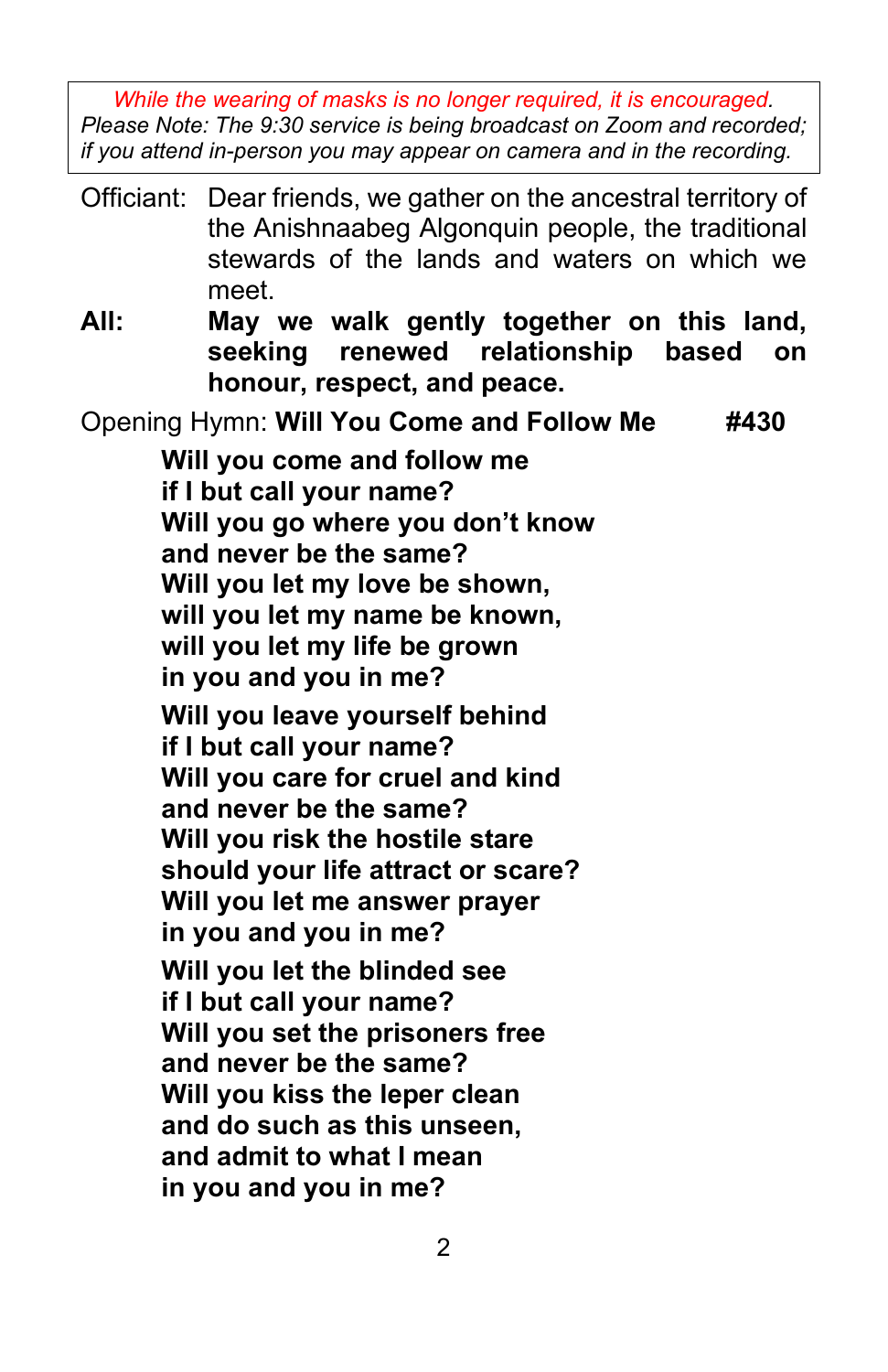*While the wearing of masks is no longer required, it is encouraged.*
*Please Note: The 9:30 service is being broadcast on Zoom and recorded; if you attend in-person you may appear on camera and in the recording.*

Officiant: Dear friends, we gather on the ancestral territory of the Anishnaabeg Algonquin people, the traditional stewards of the lands and waters on which we meet.

**All: May we walk gently together on this land, seeking renewed relationship based on honour, respect, and peace.**

Opening Hymn: **Will You Come and Follow Me #430**

**Will you come and follow me**
**if I but call your name?**
**Will you go where you don't know**
**and never be the same?**
**Will you let my love be shown,**
**will you let my name be known,**
**will you let my life be grown**
**in you and you in me?**

**Will you leave yourself behind**
**if I but call your name?**
**Will you care for cruel and kind**
**and never be the same?**
**Will you risk the hostile stare**
**should your life attract or scare?**
**Will you let me answer prayer**
**in you and you in me?**

**Will you let the blinded see**
**if I but call your name?**
**Will you set the prisoners free**
**and never be the same?**
**Will you kiss the leper clean**
**and do such as this unseen,**
**and admit to what I mean**
**in you and you in me?**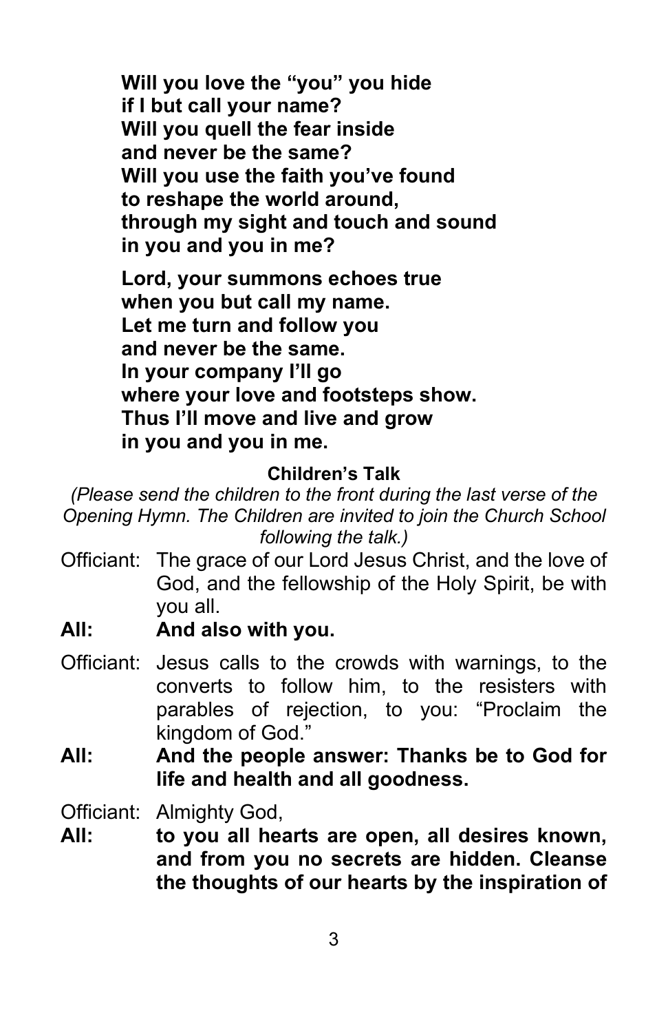**Will you love the “you” you hide**
**if I but call your name?**
**Will you quell the fear inside**
**and never be the same?**
**Will you use the faith you’ve found**
**to reshape the world around,**
**through my sight and touch and sound**
**in you and you in me?**

**Lord, your summons echoes true**
**when you but call my name.**
**Let me turn and follow you**
**and never be the same.**
**In your company I’ll go**
**where your love and footsteps show.**
**Thus I’ll move and live and grow**
**in you and you in me.**

### Children’s Talk

*(Please send the children to the front during the last verse of the Opening Hymn. The Children are invited to join the Church School following the talk.)*

Officiant: The grace of our Lord Jesus Christ, and the love of God, and the fellowship of the Holy Spirit, be with you all.

**All: And also with you.**

Officiant: Jesus calls to the crowds with warnings, to the converts to follow him, to the resisters with parables of rejection, to you: “Proclaim the kingdom of God.”

**All: And the people answer: Thanks be to God for life and health and all goodness.**

Officiant: Almighty God,

**All: to you all hearts are open, all desires known, and from you no secrets are hidden. Cleanse the thoughts of our hearts by the inspiration of**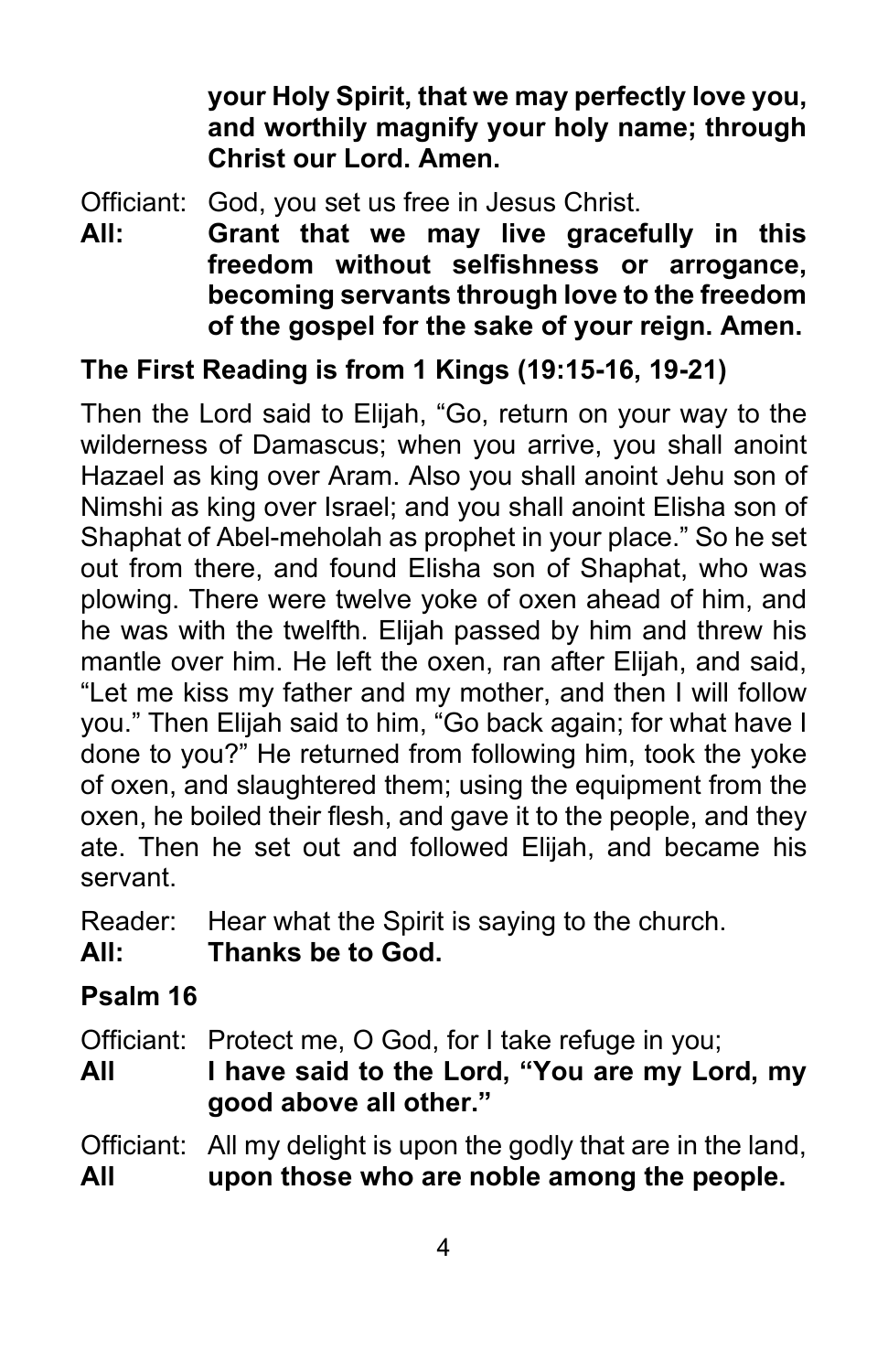**your Holy Spirit, that we may perfectly love you, and worthily magnify your holy name; through Christ our Lord. Amen.**

Officiant: God, you set us free in Jesus Christ.
**All: Grant that we may live gracefully in this freedom without selfishness or arrogance, becoming servants through love to the freedom of the gospel for the sake of your reign. Amen.**

**The First Reading is from 1 Kings (19:15-16, 19-21)**

Then the Lord said to Elijah, "Go, return on your way to the wilderness of Damascus; when you arrive, you shall anoint Hazael as king over Aram. Also you shall anoint Jehu son of Nimshi as king over Israel; and you shall anoint Elisha son of Shaphat of Abel-meholah as prophet in your place." So he set out from there, and found Elisha son of Shaphat, who was plowing. There were twelve yoke of oxen ahead of him, and he was with the twelfth. Elijah passed by him and threw his mantle over him. He left the oxen, ran after Elijah, and said, "Let me kiss my father and my mother, and then I will follow you." Then Elijah said to him, "Go back again; for what have I done to you?" He returned from following him, took the yoke of oxen, and slaughtered them; using the equipment from the oxen, he boiled their flesh, and gave it to the people, and they ate. Then he set out and followed Elijah, and became his servant.

Reader: Hear what the Spirit is saying to the church.
**All: Thanks be to God.**

**Psalm 16**

Officiant: Protect me, O God, for I take refuge in you;
**All I have said to the Lord, "You are my Lord, my good above all other."**

Officiant: All my delight is upon the godly that are in the land,
**All upon those who are noble among the people.**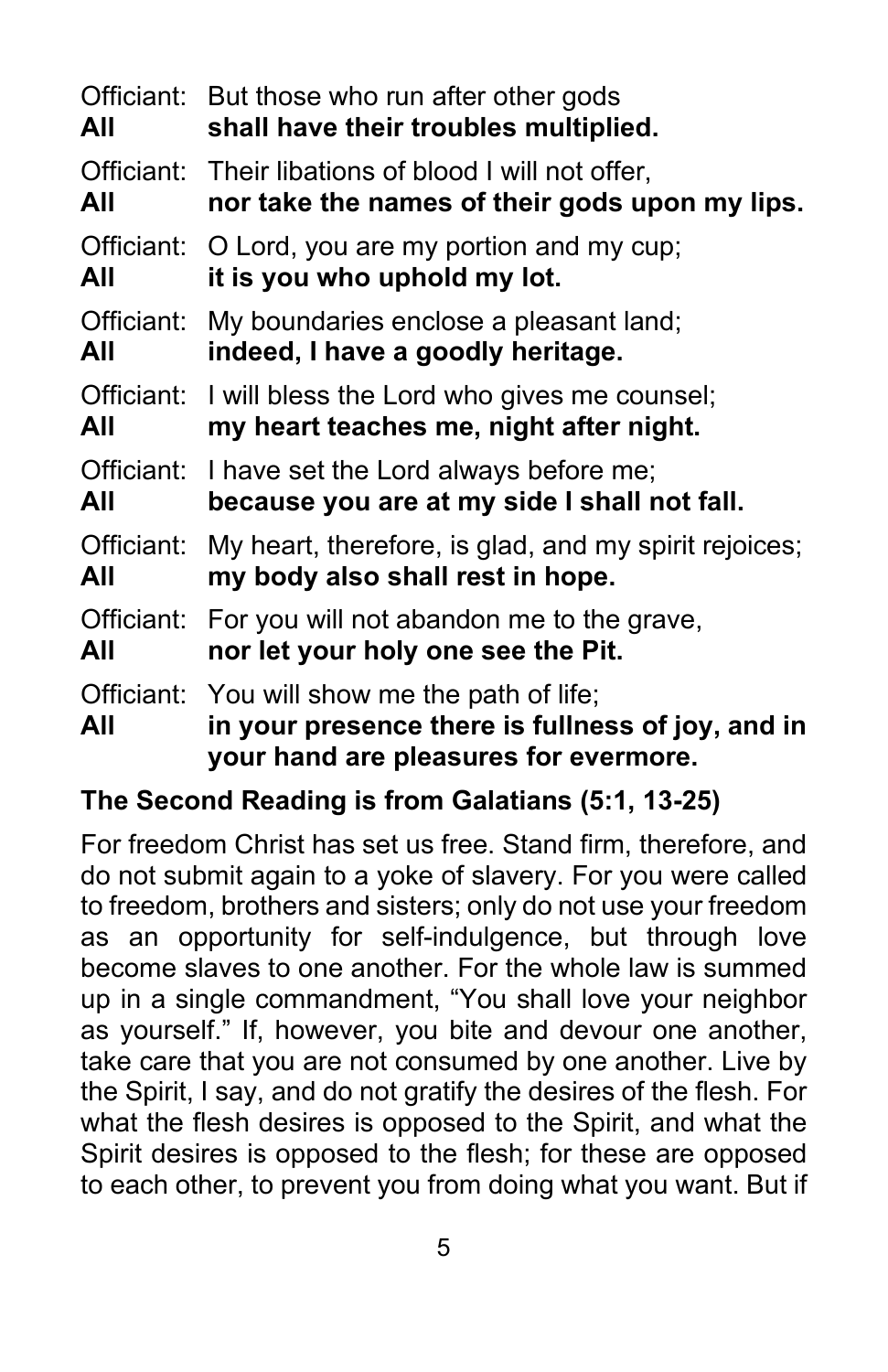Officiant: But those who run after other gods
**All shall have their troubles multiplied.**

Officiant: Their libations of blood I will not offer,
**All nor take the names of their gods upon my lips.**

Officiant: O Lord, you are my portion and my cup;
**All it is you who uphold my lot.**

Officiant: My boundaries enclose a pleasant land;
**All indeed, I have a goodly heritage.**

Officiant: I will bless the Lord who gives me counsel;
**All my heart teaches me, night after night.**

Officiant: I have set the Lord always before me;
**All because you are at my side I shall not fall.**

Officiant: My heart, therefore, is glad, and my spirit rejoices;
**All my body also shall rest in hope.**

Officiant: For you will not abandon me to the grave,
**All nor let your holy one see the Pit.**

Officiant: You will show me the path of life;
**All in your presence there is fullness of joy, and in your hand are pleasures for evermore.**

**The Second Reading is from Galatians (5:1, 13-25)**

For freedom Christ has set us free. Stand firm, therefore, and do not submit again to a yoke of slavery. For you were called to freedom, brothers and sisters; only do not use your freedom as an opportunity for self-indulgence, but through love become slaves to one another. For the whole law is summed up in a single commandment, "You shall love your neighbor as yourself." If, however, you bite and devour one another, take care that you are not consumed by one another. Live by the Spirit, I say, and do not gratify the desires of the flesh. For what the flesh desires is opposed to the Spirit, and what the Spirit desires is opposed to the flesh; for these are opposed to each other, to prevent you from doing what you want. But if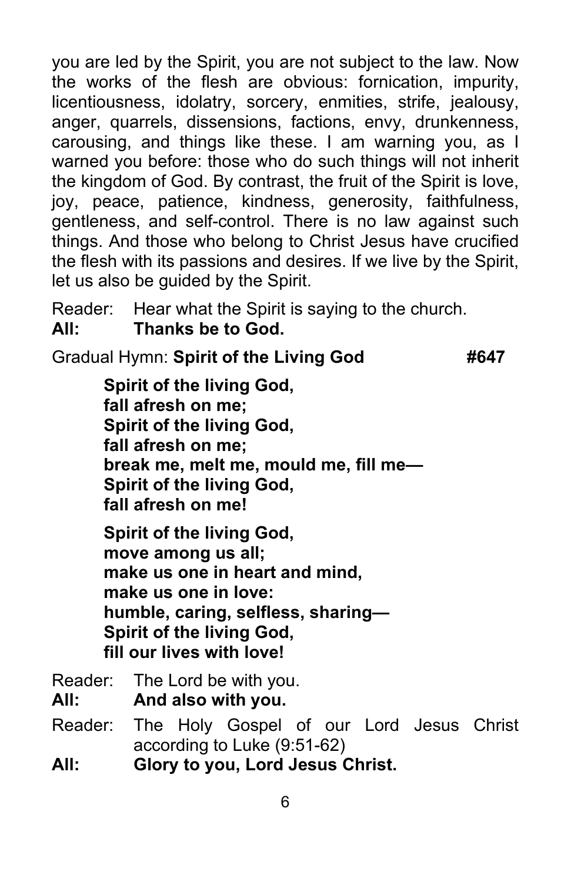you are led by the Spirit, you are not subject to the law. Now the works of the flesh are obvious: fornication, impurity, licentiousness, idolatry, sorcery, enmities, strife, jealousy, anger, quarrels, dissensions, factions, envy, drunkenness, carousing, and things like these. I am warning you, as I warned you before: those who do such things will not inherit the kingdom of God. By contrast, the fruit of the Spirit is love, joy, peace, patience, kindness, generosity, faithfulness, gentleness, and self-control. There is no law against such things. And those who belong to Christ Jesus have crucified the flesh with its passions and desires. If we live by the Spirit, let us also be guided by the Spirit.

Reader: Hear what the Spirit is saying to the church.
**All: Thanks be to God.**

Gradual Hymn: **Spirit of the Living God** **#647**

**Spirit of the living God,**
**fall afresh on me;**
**Spirit of the living God,**
**fall afresh on me;**
**break me, melt me, mould me, fill me—**
**Spirit of the living God,**
**fall afresh on me!**

**Spirit of the living God,**
**move among us all;**
**make us one in heart and mind,**
**make us one in love:**
**humble, caring, selfless, sharing—**
**Spirit of the living God,**
**fill our lives with love!**

Reader: The Lord be with you.
**All: And also with you.**

Reader: The Holy Gospel of our Lord Jesus Christ according to Luke (9:51-62)
**All: Glory to you, Lord Jesus Christ.**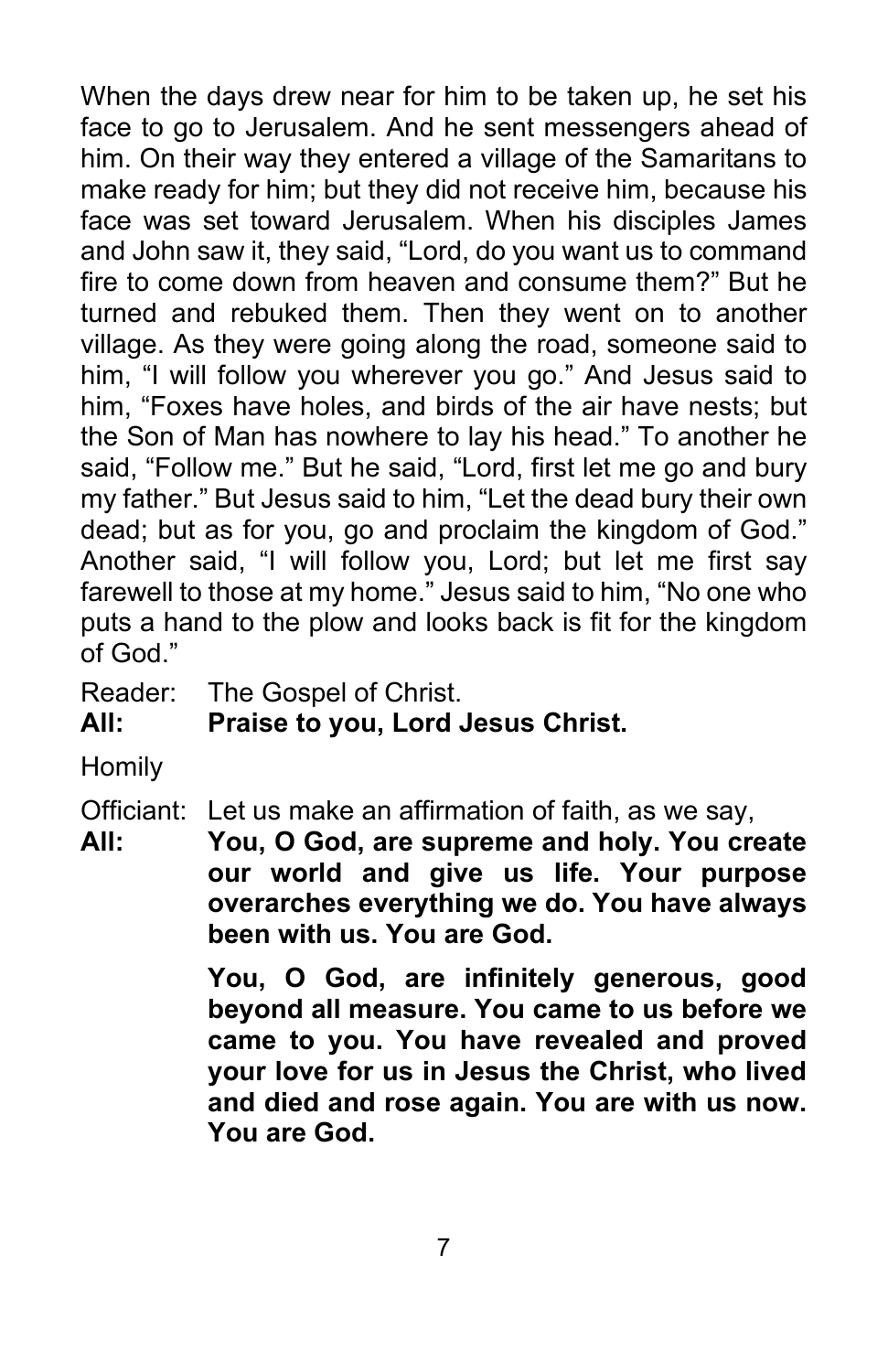When the days drew near for him to be taken up, he set his face to go to Jerusalem. And he sent messengers ahead of him. On their way they entered a village of the Samaritans to make ready for him; but they did not receive him, because his face was set toward Jerusalem. When his disciples James and John saw it, they said, "Lord, do you want us to command fire to come down from heaven and consume them?" But he turned and rebuked them. Then they went on to another village. As they were going along the road, someone said to him, "I will follow you wherever you go." And Jesus said to him, "Foxes have holes, and birds of the air have nests; but the Son of Man has nowhere to lay his head." To another he said, "Follow me." But he said, "Lord, first let me go and bury my father." But Jesus said to him, "Let the dead bury their own dead; but as for you, go and proclaim the kingdom of God." Another said, "I will follow you, Lord; but let me first say farewell to those at my home." Jesus said to him, "No one who puts a hand to the plow and looks back is fit for the kingdom of God."

Reader: The Gospel of Christ.
**All: Praise to you, Lord Jesus Christ.**

Homily

Officiant: Let us make an affirmation of faith, as we say,
**All: You, O God, are supreme and holy. You create our world and give us life. Your purpose overarches everything we do. You have always been with us. You are God.**

**You, O God, are infinitely generous, good beyond all measure. You came to us before we came to you. You have revealed and proved your love for us in Jesus the Christ, who lived and died and rose again. You are with us now. You are God.**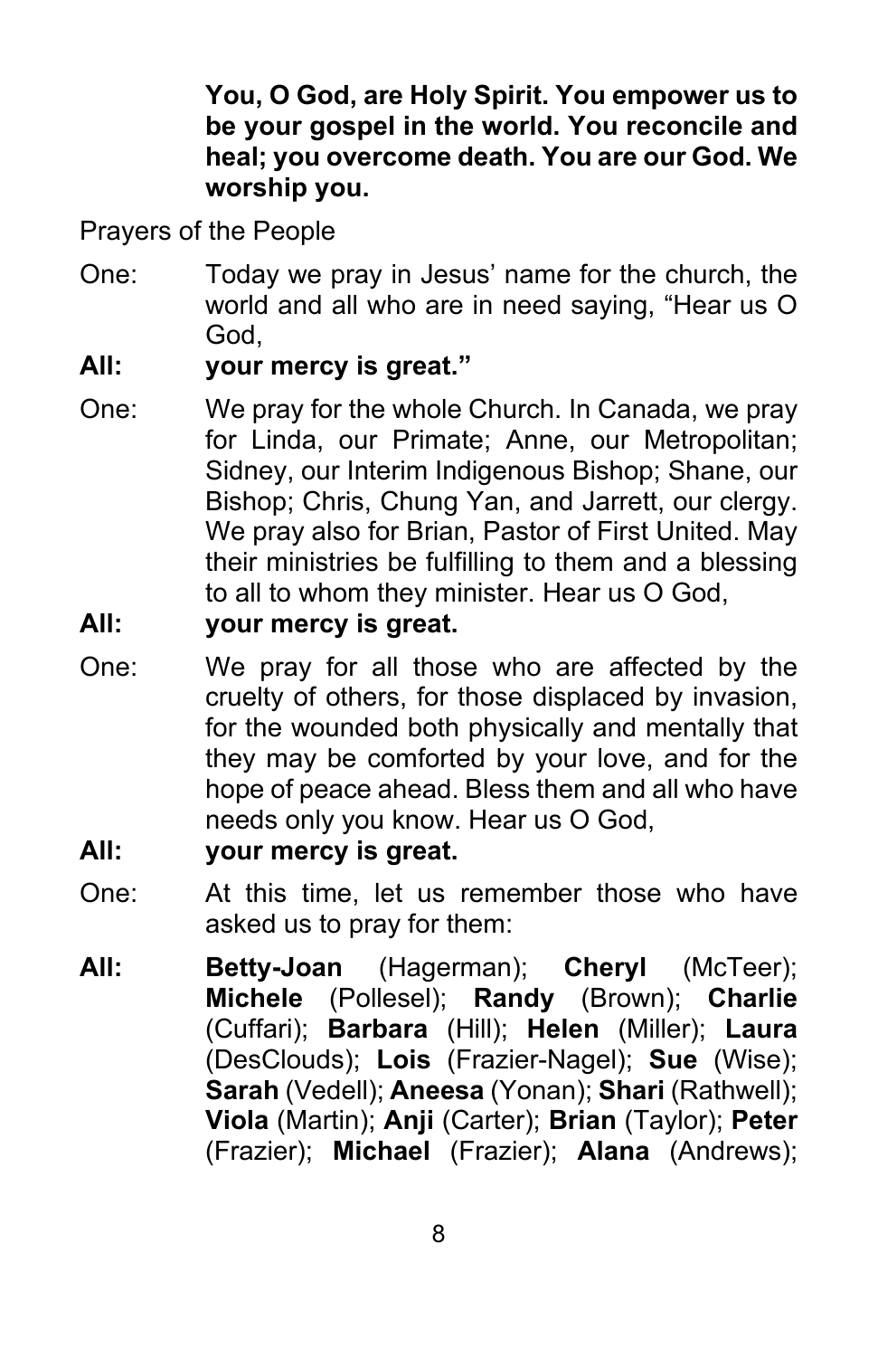**You, O God, are Holy Spirit. You empower us to be your gospel in the world. You reconcile and heal; you overcome death. You are our God. We worship you.**

Prayers of the People

One: Today we pray in Jesus' name for the church, the world and all who are in need saying, "Hear us O God,

**All: your mercy is great."**

One: We pray for the whole Church. In Canada, we pray for Linda, our Primate; Anne, our Metropolitan; Sidney, our Interim Indigenous Bishop; Shane, our Bishop; Chris, Chung Yan, and Jarrett, our clergy. We pray also for Brian, Pastor of First United. May their ministries be fulfilling to them and a blessing to all to whom they minister. Hear us O God,

**All: your mercy is great.**

One: We pray for all those who are affected by the cruelty of others, for those displaced by invasion, for the wounded both physically and mentally that they may be comforted by your love, and for the hope of peace ahead. Bless them and all who have needs only you know. Hear us O God,

**All: your mercy is great.**

One: At this time, let us remember those who have asked us to pray for them:

**All:** **Betty-Joan** (Hagerman); **Cheryl** (McTeer); **Michele** (Pollesel); **Randy** (Brown); **Charlie** (Cuffari); **Barbara** (Hill); **Helen** (Miller); **Laura** (DesClouds); **Lois** (Frazier-Nagel); **Sue** (Wise); **Sarah** (Vedell); **Aneesa** (Yonan); **Shari** (Rathwell); **Viola** (Martin); **Anji** (Carter); **Brian** (Taylor); **Peter** (Frazier); **Michael** (Frazier); **Alana** (Andrews);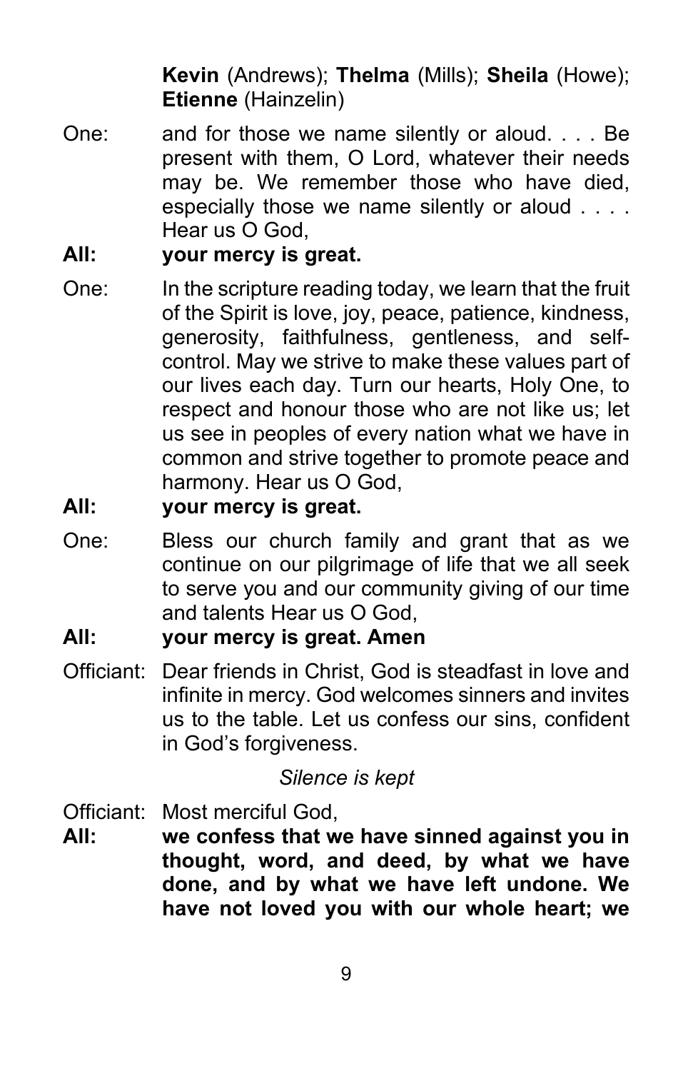**Kevin** (Andrews); **Thelma** (Mills); **Sheila** (Howe); **Etienne** (Hainzelin)

One: and for those we name silently or aloud. . . . Be present with them, O Lord, whatever their needs may be. We remember those who have died, especially those we name silently or aloud . . . . Hear us O God,

**All: your mercy is great.**

One: In the scripture reading today, we learn that the fruit of the Spirit is love, joy, peace, patience, kindness, generosity, faithfulness, gentleness, and self-control. May we strive to make these values part of our lives each day. Turn our hearts, Holy One, to respect and honour those who are not like us; let us see in peoples of every nation what we have in common and strive together to promote peace and harmony. Hear us O God,

**All: your mercy is great.**

One: Bless our church family and grant that as we continue on our pilgrimage of life that we all seek to serve you and our community giving of our time and talents Hear us O God,

**All: your mercy is great. Amen**

Officiant: Dear friends in Christ, God is steadfast in love and infinite in mercy. God welcomes sinners and invites us to the table. Let us confess our sins, confident in God's forgiveness.

*Silence is kept*

Officiant: Most merciful God,

**All: we confess that we have sinned against you in thought, word, and deed, by what we have done, and by what we have left undone. We have not loved you with our whole heart; we**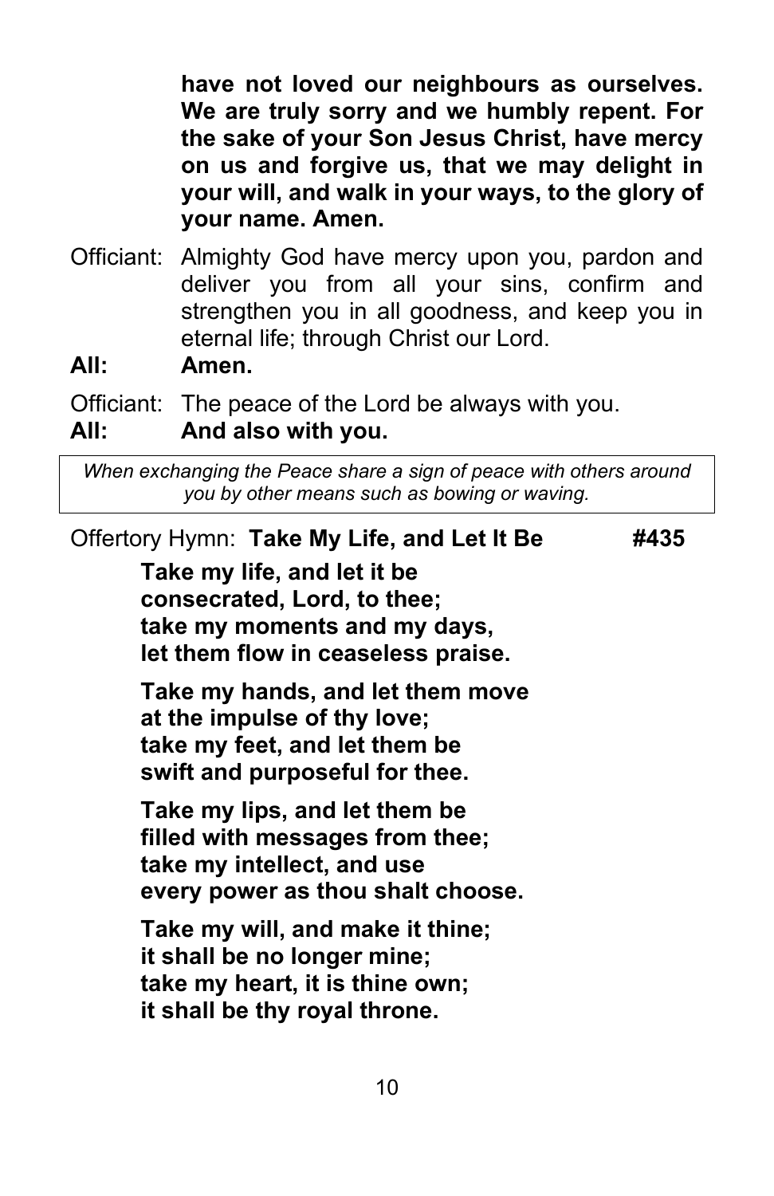**have not loved our neighbours as ourselves. We are truly sorry and we humbly repent. For the sake of your Son Jesus Christ, have mercy on us and forgive us, that we may delight in your will, and walk in your ways, to the glory of your name. Amen.**

Officiant: Almighty God have mercy upon you, pardon and deliver you from all your sins, confirm and strengthen you in all goodness, and keep you in eternal life; through Christ our Lord.

**All: Amen.**

Officiant: The peace of the Lord be always with you.

**All: And also with you.**

*When exchanging the Peace share a sign of peace with others around you by other means such as bowing or waving.*

Offertory Hymn: **Take My Life, and Let It Be** **#435**

**Take my life, and let it be**
**consecrated, Lord, to thee;**
**take my moments and my days,**
**let them flow in ceaseless praise.**

**Take my hands, and let them move**
**at the impulse of thy love;**
**take my feet, and let them be**
**swift and purposeful for thee.**

**Take my lips, and let them be**
**filled with messages from thee;**
**take my intellect, and use**
**every power as thou shalt choose.**

**Take my will, and make it thine;**
**it shall be no longer mine;**
**take my heart, it is thine own;**
**it shall be thy royal throne.**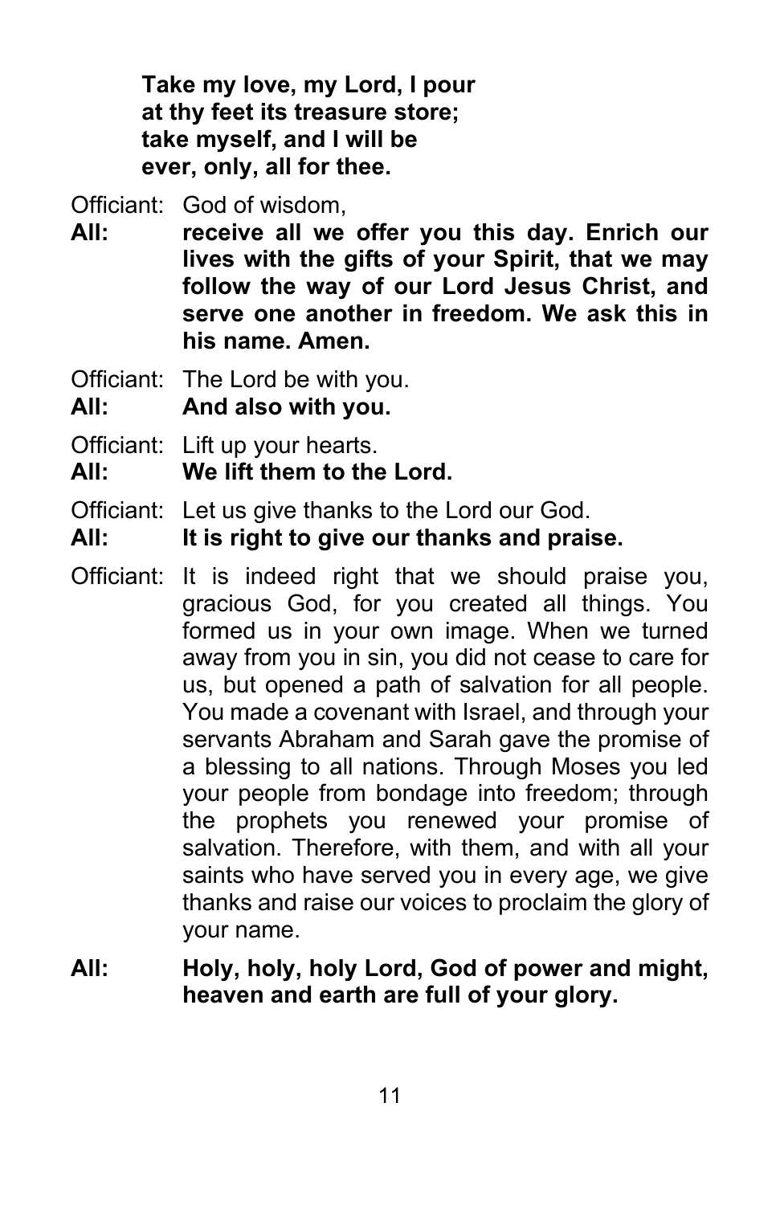**Take my love, my Lord, I pour**
**at thy feet its treasure store;**
**take myself, and I will be**
**ever, only, all for thee.**

Officiant: God of wisdom,

**All: receive all we offer you this day. Enrich our lives with the gifts of your Spirit, that we may follow the way of our Lord Jesus Christ, and serve one another in freedom. We ask this in his name. Amen.**

Officiant: The Lord be with you.

**All: And also with you.**

Officiant: Lift up your hearts.

**All: We lift them to the Lord.**

Officiant: Let us give thanks to the Lord our God.

**All: It is right to give our thanks and praise.**

Officiant: It is indeed right that we should praise you, gracious God, for you created all things. You formed us in your own image. When we turned away from you in sin, you did not cease to care for us, but opened a path of salvation for all people. You made a covenant with Israel, and through your servants Abraham and Sarah gave the promise of a blessing to all nations. Through Moses you led your people from bondage into freedom; through the prophets you renewed your promise of salvation. Therefore, with them, and with all your saints who have served you in every age, we give thanks and raise our voices to proclaim the glory of your name.

**All: Holy, holy, holy Lord, God of power and might, heaven and earth are full of your glory.**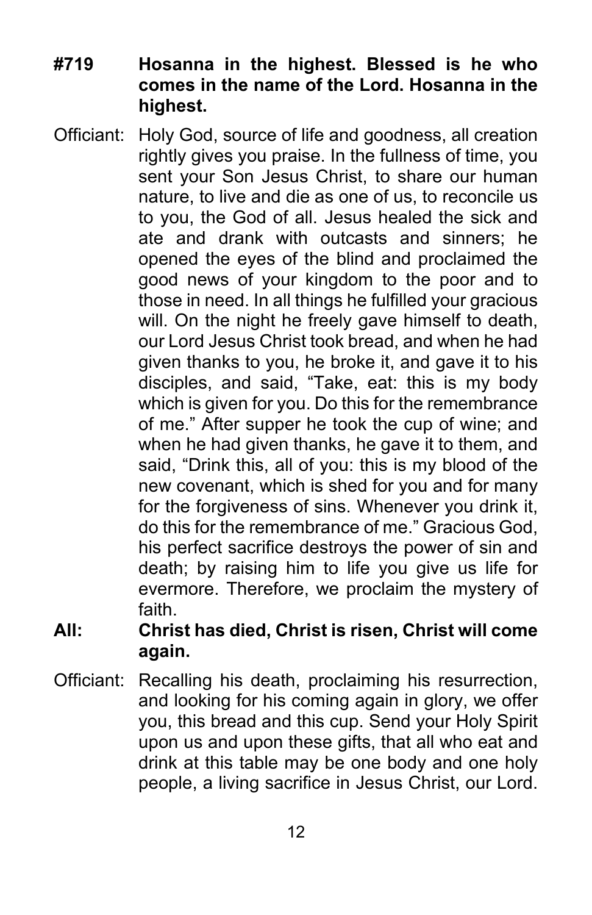**#719 Hosanna in the highest. Blessed is he who comes in the name of the Lord. Hosanna in the highest.**

Officiant: Holy God, source of life and goodness, all creation rightly gives you praise. In the fullness of time, you sent your Son Jesus Christ, to share our human nature, to live and die as one of us, to reconcile us to you, the God of all. Jesus healed the sick and ate and drank with outcasts and sinners; he opened the eyes of the blind and proclaimed the good news of your kingdom to the poor and to those in need. In all things he fulfilled your gracious will. On the night he freely gave himself to death, our Lord Jesus Christ took bread, and when he had given thanks to you, he broke it, and gave it to his disciples, and said, "Take, eat: this is my body which is given for you. Do this for the remembrance of me." After supper he took the cup of wine; and when he had given thanks, he gave it to them, and said, "Drink this, all of you: this is my blood of the new covenant, which is shed for you and for many for the forgiveness of sins. Whenever you drink it, do this for the remembrance of me." Gracious God, his perfect sacrifice destroys the power of sin and death; by raising him to life you give us life for evermore. Therefore, we proclaim the mystery of faith.

**All: Christ has died, Christ is risen, Christ will come again.**

Officiant: Recalling his death, proclaiming his resurrection, and looking for his coming again in glory, we offer you, this bread and this cup. Send your Holy Spirit upon us and upon these gifts, that all who eat and drink at this table may be one body and one holy people, a living sacrifice in Jesus Christ, our Lord.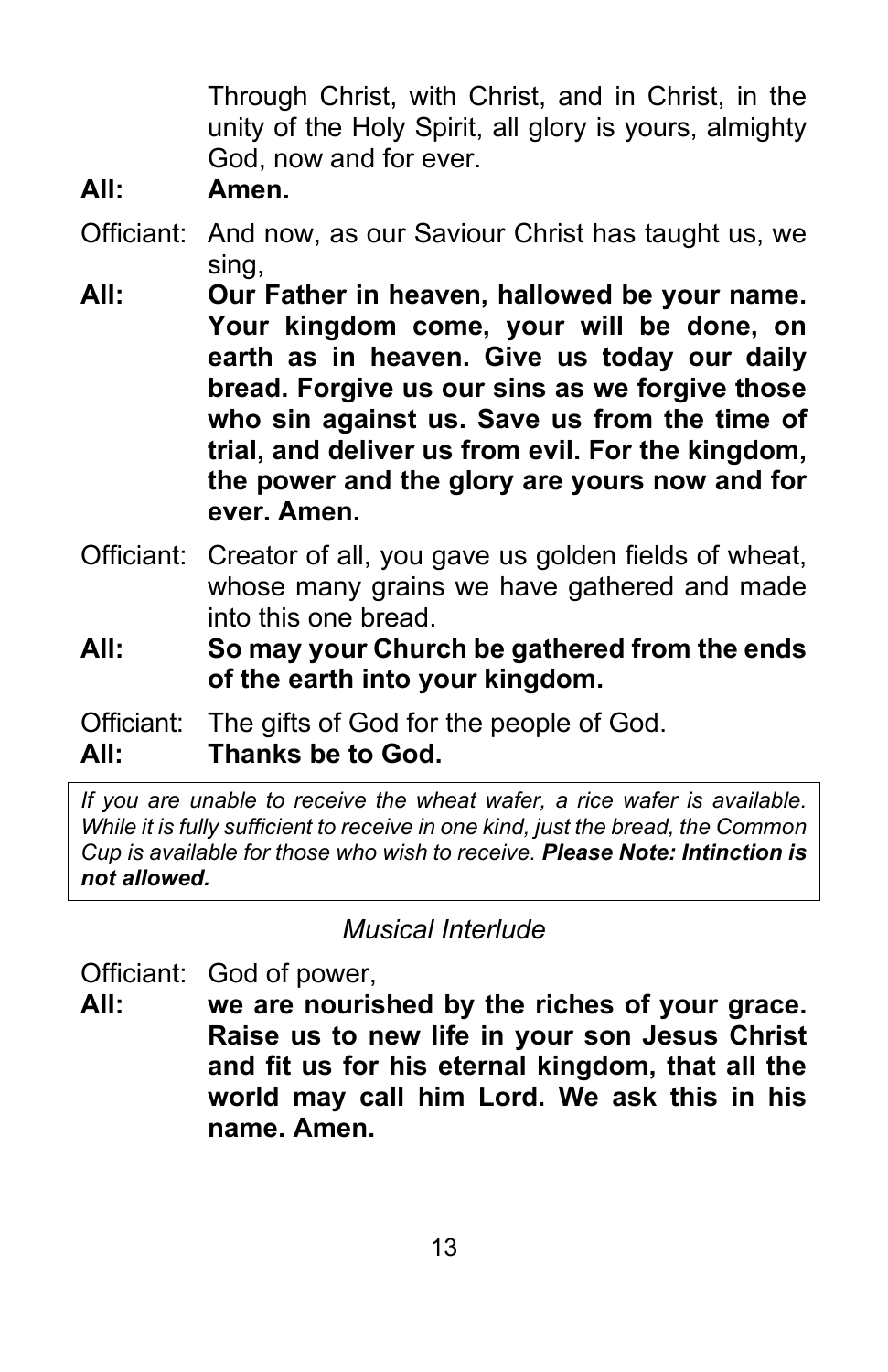Through Christ, with Christ, and in Christ, in the unity of the Holy Spirit, all glory is yours, almighty God, now and for ever.

**All: Amen.**

Officiant: And now, as our Saviour Christ has taught us, we sing,

**All: Our Father in heaven, hallowed be your name. Your kingdom come, your will be done, on earth as in heaven. Give us today our daily bread. Forgive us our sins as we forgive those who sin against us. Save us from the time of trial, and deliver us from evil. For the kingdom, the power and the glory are yours now and for ever. Amen.**

Officiant: Creator of all, you gave us golden fields of wheat, whose many grains we have gathered and made into this one bread.

**All: So may your Church be gathered from the ends of the earth into your kingdom.**

Officiant: The gifts of God for the people of God.

**All: Thanks be to God.**

> *If you are unable to receive the wheat wafer, a rice wafer is available. While it is fully sufficient to receive in one kind, just the bread, the Common Cup is available for those who wish to receive.* ***Please Note: Intinction is not allowed.***

*Musical Interlude*

Officiant: God of power,

**All: we are nourished by the riches of your grace. Raise us to new life in your son Jesus Christ and fit us for his eternal kingdom, that all the world may call him Lord. We ask this in his name. Amen.**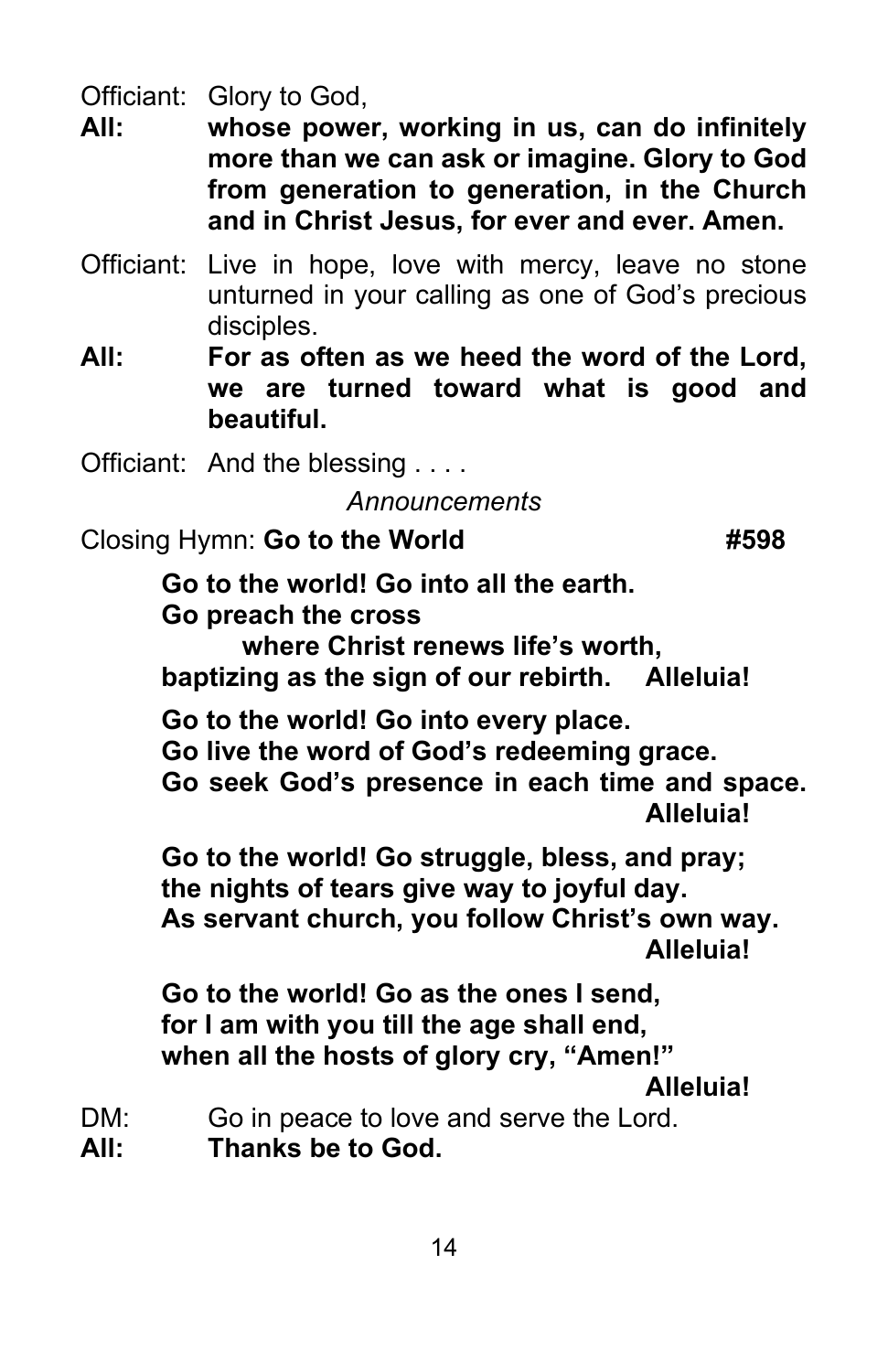Officiant: Glory to God,

**All: whose power, working in us, can do infinitely more than we can ask or imagine. Glory to God from generation to generation, in the Church and in Christ Jesus, for ever and ever. Amen.**

Officiant: Live in hope, love with mercy, leave no stone unturned in your calling as one of God's precious disciples.

**All: For as often as we heed the word of the Lord, we are turned toward what is good and beautiful.**

Officiant: And the blessing . . . .

*Announcements*

Closing Hymn: **Go to the World** **#598**

**Go to the world! Go into all the earth.**
**Go preach the cross**
**where Christ renews life's worth,**
**baptizing as the sign of our rebirth. Alleluia!**

**Go to the world! Go into every place.**
**Go live the word of God's redeeming grace.**
**Go seek God's presence in each time and space.**
**Alleluia!**

**Go to the world! Go struggle, bless, and pray;**
**the nights of tears give way to joyful day.**
**As servant church, you follow Christ's own way.**
**Alleluia!**

**Go to the world! Go as the ones I send,**
**for I am with you till the age shall end,**
**when all the hosts of glory cry, "Amen!"**
**Alleluia!**

DM: Go in peace to love and serve the Lord.

**All: Thanks be to God.**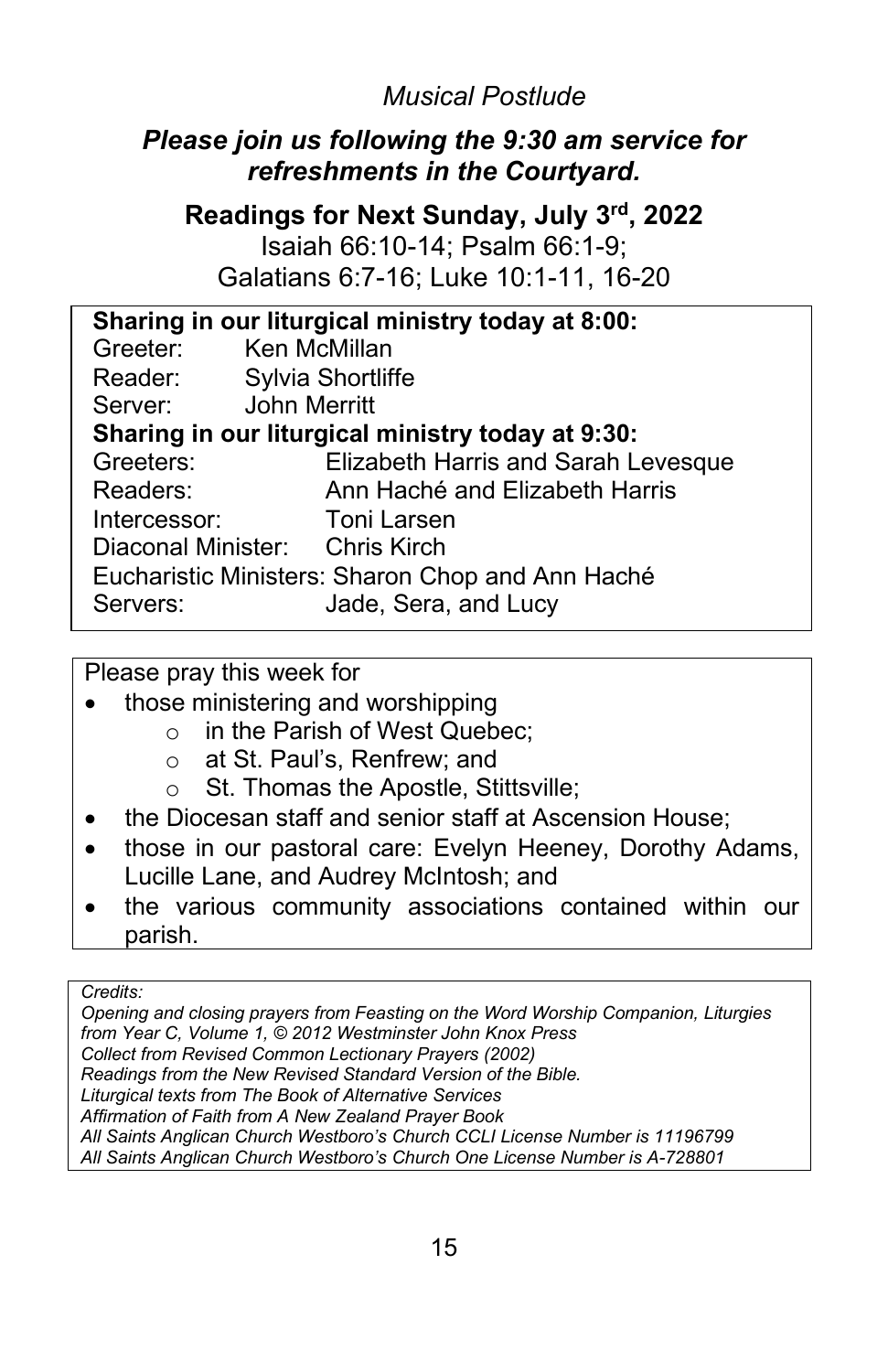*Musical Postlude*

***Please join us following the 9:30 am service for refreshments in the Courtyard.***

**Readings for Next Sunday, July 3rd, 2022**

Isaiah 66:10-14; Psalm 66:1-9;
Galatians 6:7-16; Luke 10:1-11, 16-20

**Sharing in our liturgical ministry today at 8:00:**

Greeter: Ken McMillan
Reader: Sylvia Shortliffe
Server: John Merritt

**Sharing in our liturgical ministry today at 9:30:**

Greeters: Elizabeth Harris and Sarah Levesque
Readers: Ann Haché and Elizabeth Harris
Intercessor: Toni Larsen
Diaconal Minister: Chris Kirch
Eucharistic Ministers: Sharon Chop and Ann Haché
Servers: Jade, Sera, and Lucy

Please pray this week for

- those ministering and worshipping
  - in the Parish of West Quebec;
  - at St. Paul's, Renfrew; and
  - St. Thomas the Apostle, Stittsville;
- the Diocesan staff and senior staff at Ascension House;
- those in our pastoral care: Evelyn Heeney, Dorothy Adams, Lucille Lane, and Audrey McIntosh; and
- the various community associations contained within our parish.

*Credits:*
*Opening and closing prayers from Feasting on the Word Worship Companion, Liturgies from Year C, Volume 1, © 2012 Westminster John Knox Press*
*Collect from Revised Common Lectionary Prayers (2002)*
*Readings from the New Revised Standard Version of the Bible.*
*Liturgical texts from The Book of Alternative Services*
*Affirmation of Faith from A New Zealand Prayer Book*
*All Saints Anglican Church Westboro's Church CCLI License Number is 11196799*
*All Saints Anglican Church Westboro's Church One License Number is A-728801*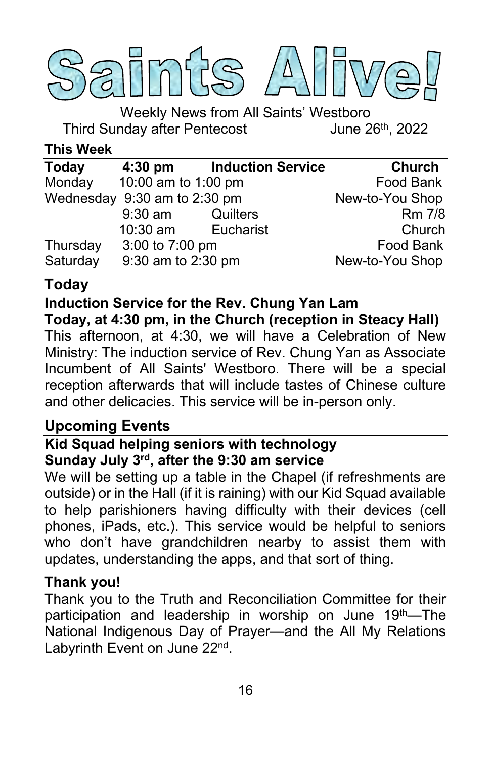# Saints Alive!

Weekly News from All Saints' Westboro

Third Sunday after Pentecost June 26th, 2022

**This Week**

| **Today** | **4:30 pm** | **Induction Service** | **Church** |
|---|---|---|---|
| Monday | 10:00 am to 1:00 pm | | Food Bank |
| Wednesday | 9:30 am to 2:30 pm | | New-to-You Shop |
| | 9:30 am | Quilters | Rm 7/8 |
| | 10:30 am | Eucharist | Church |
| Thursday | 3:00 to 7:00 pm | | Food Bank |
| Saturday | 9:30 am to 2:30 pm | | New-to-You Shop |

## Today

**Induction Service for the Rev. Chung Yan Lam**

**Today, at 4:30 pm, in the Church (reception in Steacy Hall)**

This afternoon, at 4:30, we will have a Celebration of New Ministry: The induction service of Rev. Chung Yan as Associate Incumbent of All Saints' Westboro. There will be a special reception afterwards that will include tastes of Chinese culture and other delicacies. This service will be in-person only.

## Upcoming Events

**Kid Squad helping seniors with technology**

**Sunday July 3rd, after the 9:30 am service**

We will be setting up a table in the Chapel (if refreshments are outside) or in the Hall (if it is raining) with our Kid Squad available to help parishioners having difficulty with their devices (cell phones, iPads, etc.). This service would be helpful to seniors who don't have grandchildren nearby to assist them with updates, understanding the apps, and that sort of thing.

**Thank you!**

Thank you to the Truth and Reconciliation Committee for their participation and leadership in worship on June 19th—The National Indigenous Day of Prayer—and the All My Relations Labyrinth Event on June 22nd.